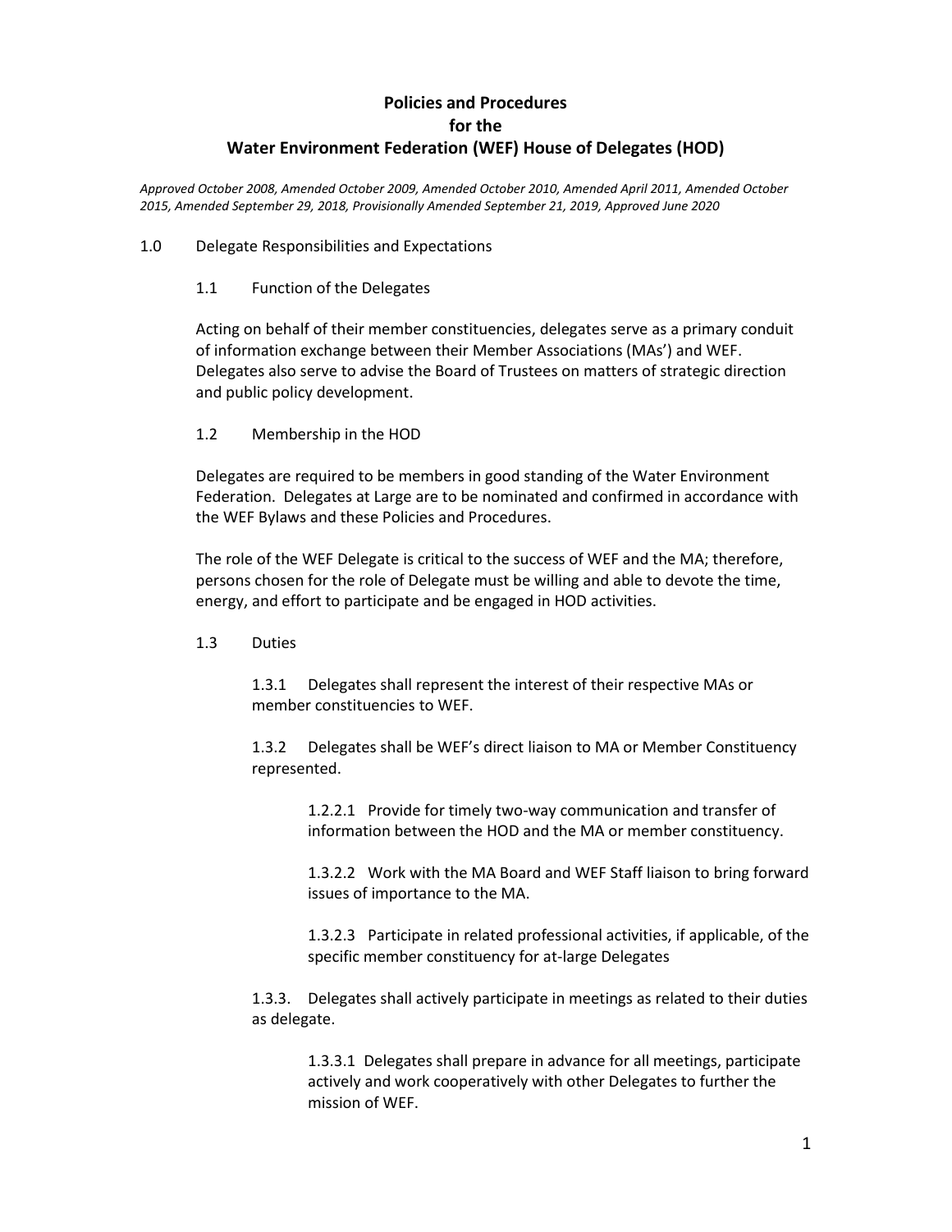# Policies and Procedures
# for the
# Water Environment Federation (WEF) House of Delegates (HOD)

*Approved October 2008, Amended October 2009, Amended October 2010, Amended April 2011, Amended October 2015, Amended September 29, 2018, Provisionally Amended September 21, 2019, Approved June 2020*

## 1.0 Delegate Responsibilities and Expectations

### 1.1 Function of the Delegates

Acting on behalf of their member constituencies, delegates serve as a primary conduit of information exchange between their Member Associations (MAs') and WEF. Delegates also serve to advise the Board of Trustees on matters of strategic direction and public policy development.

### 1.2 Membership in the HOD

Delegates are required to be members in good standing of the Water Environment Federation. Delegates at Large are to be nominated and confirmed in accordance with the WEF Bylaws and these Policies and Procedures.

The role of the WEF Delegate is critical to the success of WEF and the MA; therefore, persons chosen for the role of Delegate must be willing and able to devote the time, energy, and effort to participate and be engaged in HOD activities.

### 1.3 Duties

1.3.1 Delegates shall represent the interest of their respective MAs or member constituencies to WEF.

1.3.2 Delegates shall be WEF's direct liaison to MA or Member Constituency represented.

1.2.2.1 Provide for timely two-way communication and transfer of information between the HOD and the MA or member constituency.

1.3.2.2 Work with the MA Board and WEF Staff liaison to bring forward issues of importance to the MA.

1.3.2.3 Participate in related professional activities, if applicable, of the specific member constituency for at-large Delegates

1.3.3. Delegates shall actively participate in meetings as related to their duties as delegate.

1.3.3.1 Delegates shall prepare in advance for all meetings, participate actively and work cooperatively with other Delegates to further the mission of WEF.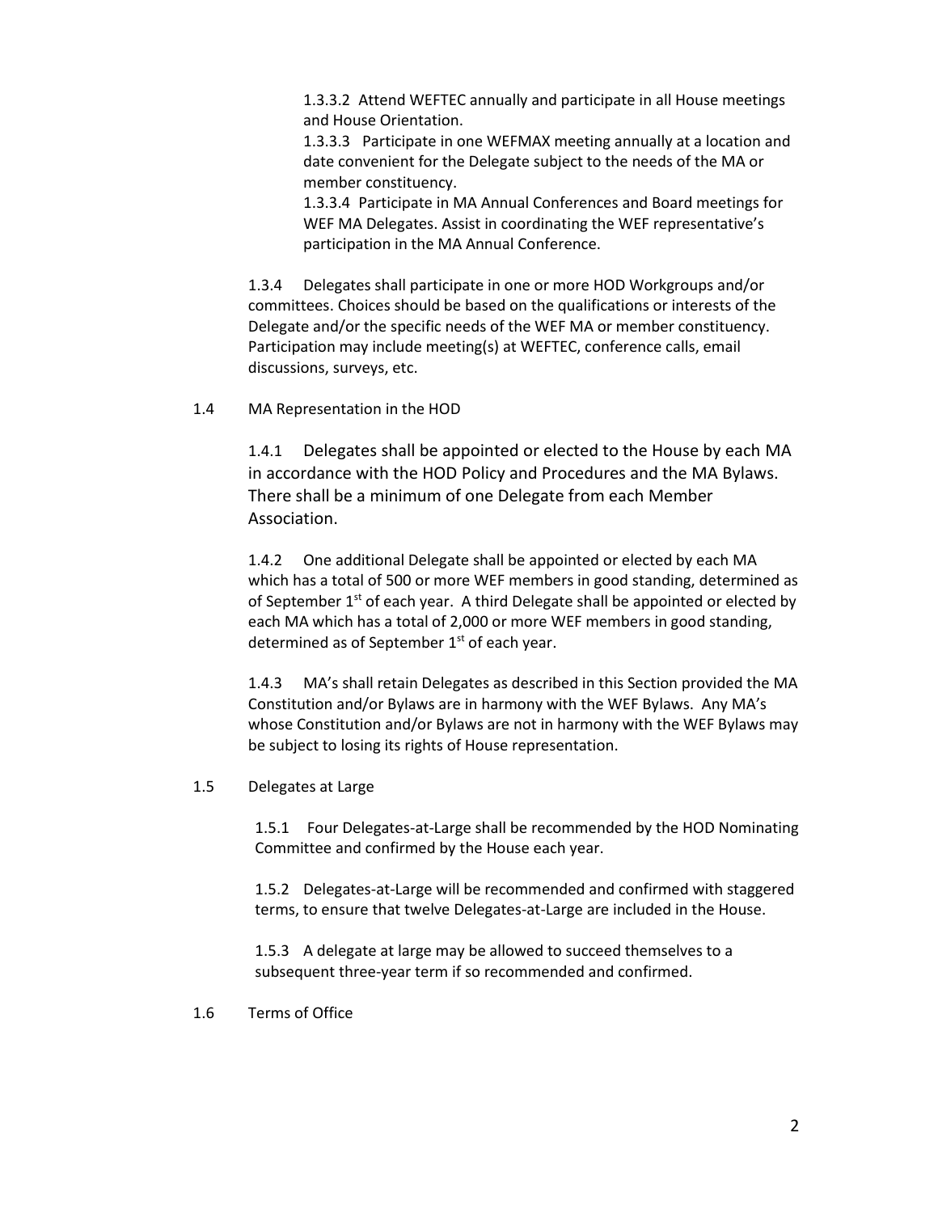1.3.3.2 Attend WEFTEC annually and participate in all House meetings and House Orientation.

1.3.3.3 Participate in one WEFMAX meeting annually at a location and date convenient for the Delegate subject to the needs of the MA or member constituency.

1.3.3.4 Participate in MA Annual Conferences and Board meetings for WEF MA Delegates. Assist in coordinating the WEF representative's participation in the MA Annual Conference.

1.3.4 Delegates shall participate in one or more HOD Workgroups and/or committees. Choices should be based on the qualifications or interests of the Delegate and/or the specific needs of the WEF MA or member constituency. Participation may include meeting(s) at WEFTEC, conference calls, email discussions, surveys, etc.

1.4 MA Representation in the HOD

1.4.1 Delegates shall be appointed or elected to the House by each MA in accordance with the HOD Policy and Procedures and the MA Bylaws. There shall be a minimum of one Delegate from each Member Association.

1.4.2 One additional Delegate shall be appointed or elected by each MA which has a total of 500 or more WEF members in good standing, determined as of September 1st of each year. A third Delegate shall be appointed or elected by each MA which has a total of 2,000 or more WEF members in good standing, determined as of September 1st of each year.

1.4.3 MA's shall retain Delegates as described in this Section provided the MA Constitution and/or Bylaws are in harmony with the WEF Bylaws. Any MA's whose Constitution and/or Bylaws are not in harmony with the WEF Bylaws may be subject to losing its rights of House representation.

1.5 Delegates at Large

1.5.1 Four Delegates-at-Large shall be recommended by the HOD Nominating Committee and confirmed by the House each year.

1.5.2 Delegates-at-Large will be recommended and confirmed with staggered terms, to ensure that twelve Delegates-at-Large are included in the House.

1.5.3 A delegate at large may be allowed to succeed themselves to a subsequent three-year term if so recommended and confirmed.

1.6 Terms of Office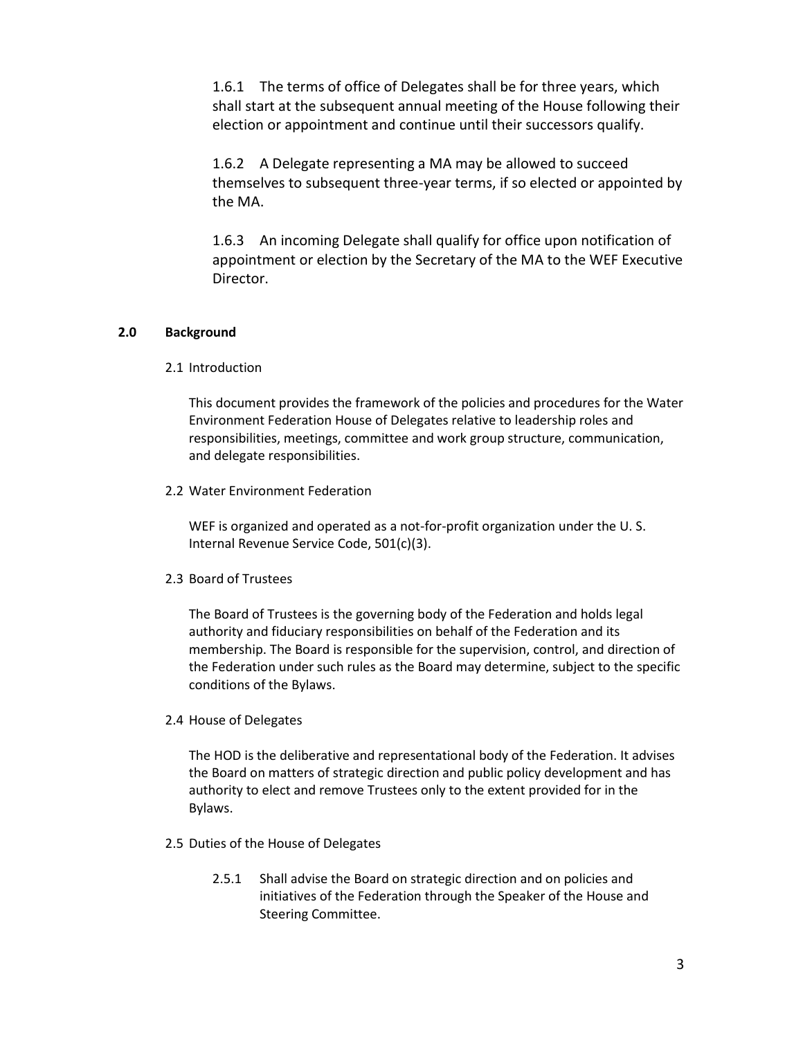1.6.1 The terms of office of Delegates shall be for three years, which shall start at the subsequent annual meeting of the House following their election or appointment and continue until their successors qualify.

1.6.2 A Delegate representing a MA may be allowed to succeed themselves to subsequent three-year terms, if so elected or appointed by the MA.

1.6.3 An incoming Delegate shall qualify for office upon notification of appointment or election by the Secretary of the MA to the WEF Executive Director.

## 2.0 Background

### 2.1 Introduction

This document provides the framework of the policies and procedures for the Water Environment Federation House of Delegates relative to leadership roles and responsibilities, meetings, committee and work group structure, communication, and delegate responsibilities.

### 2.2 Water Environment Federation

WEF is organized and operated as a not-for-profit organization under the U. S. Internal Revenue Service Code, 501(c)(3).

### 2.3 Board of Trustees

The Board of Trustees is the governing body of the Federation and holds legal authority and fiduciary responsibilities on behalf of the Federation and its membership. The Board is responsible for the supervision, control, and direction of the Federation under such rules as the Board may determine, subject to the specific conditions of the Bylaws.

### 2.4 House of Delegates

The HOD is the deliberative and representational body of the Federation. It advises the Board on matters of strategic direction and public policy development and has authority to elect and remove Trustees only to the extent provided for in the Bylaws.

### 2.5 Duties of the House of Delegates

2.5.1 Shall advise the Board on strategic direction and on policies and initiatives of the Federation through the Speaker of the House and Steering Committee.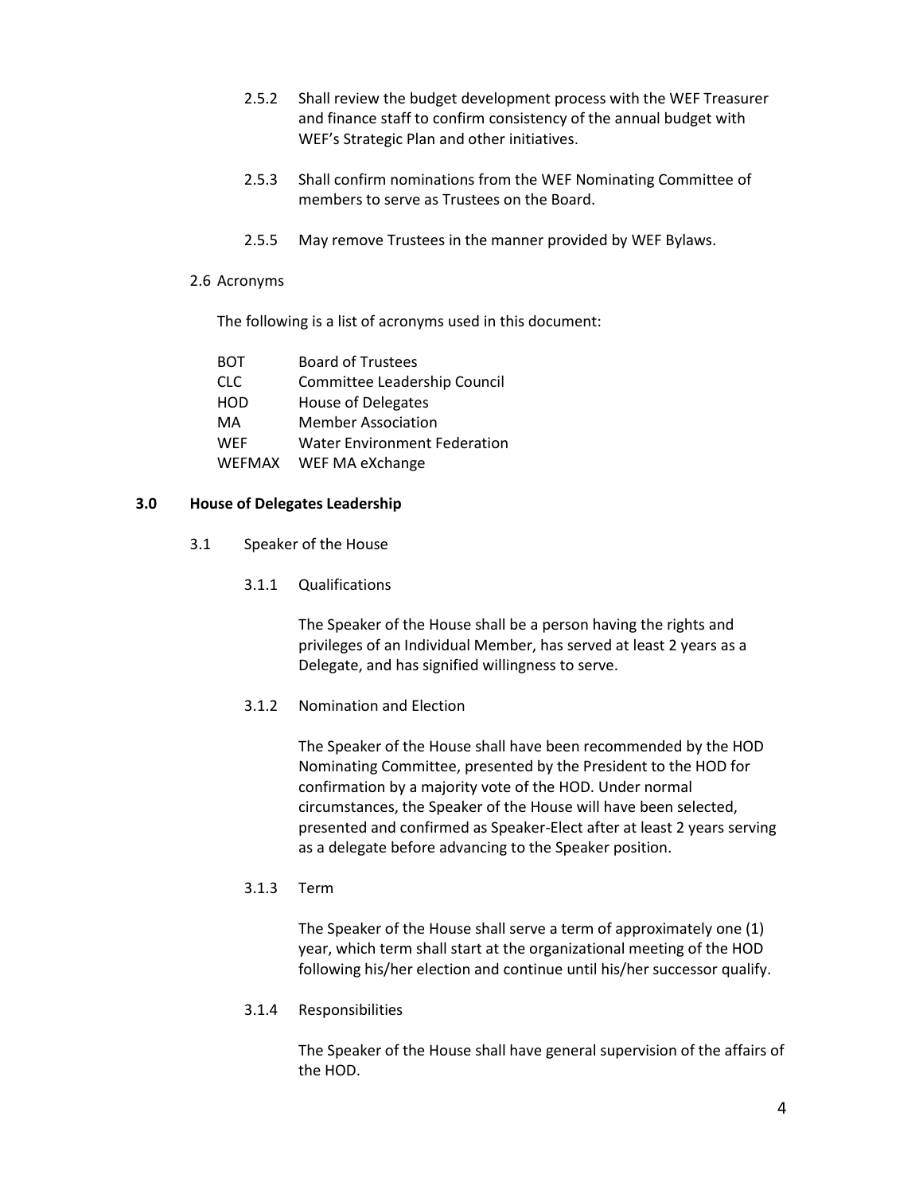2.5.2 Shall review the budget development process with the WEF Treasurer and finance staff to confirm consistency of the annual budget with WEF's Strategic Plan and other initiatives.

2.5.3 Shall confirm nominations from the WEF Nominating Committee of members to serve as Trustees on the Board.

2.5.5 May remove Trustees in the manner provided by WEF Bylaws.

2.6 Acronyms

The following is a list of acronyms used in this document:

| | |
|---|---|
| BOT | Board of Trustees |
| CLC | Committee Leadership Council |
| HOD | House of Delegates |
| MA | Member Association |
| WEF | Water Environment Federation |
| WEFMAX | WEF MA eXchange |

## 3.0 House of Delegates Leadership

3.1 Speaker of the House

3.1.1 Qualifications

The Speaker of the House shall be a person having the rights and privileges of an Individual Member, has served at least 2 years as a Delegate, and has signified willingness to serve.

3.1.2 Nomination and Election

The Speaker of the House shall have been recommended by the HOD Nominating Committee, presented by the President to the HOD for confirmation by a majority vote of the HOD. Under normal circumstances, the Speaker of the House will have been selected, presented and confirmed as Speaker-Elect after at least 2 years serving as a delegate before advancing to the Speaker position.

3.1.3 Term

The Speaker of the House shall serve a term of approximately one (1) year, which term shall start at the organizational meeting of the HOD following his/her election and continue until his/her successor qualify.

3.1.4 Responsibilities

The Speaker of the House shall have general supervision of the affairs of the HOD.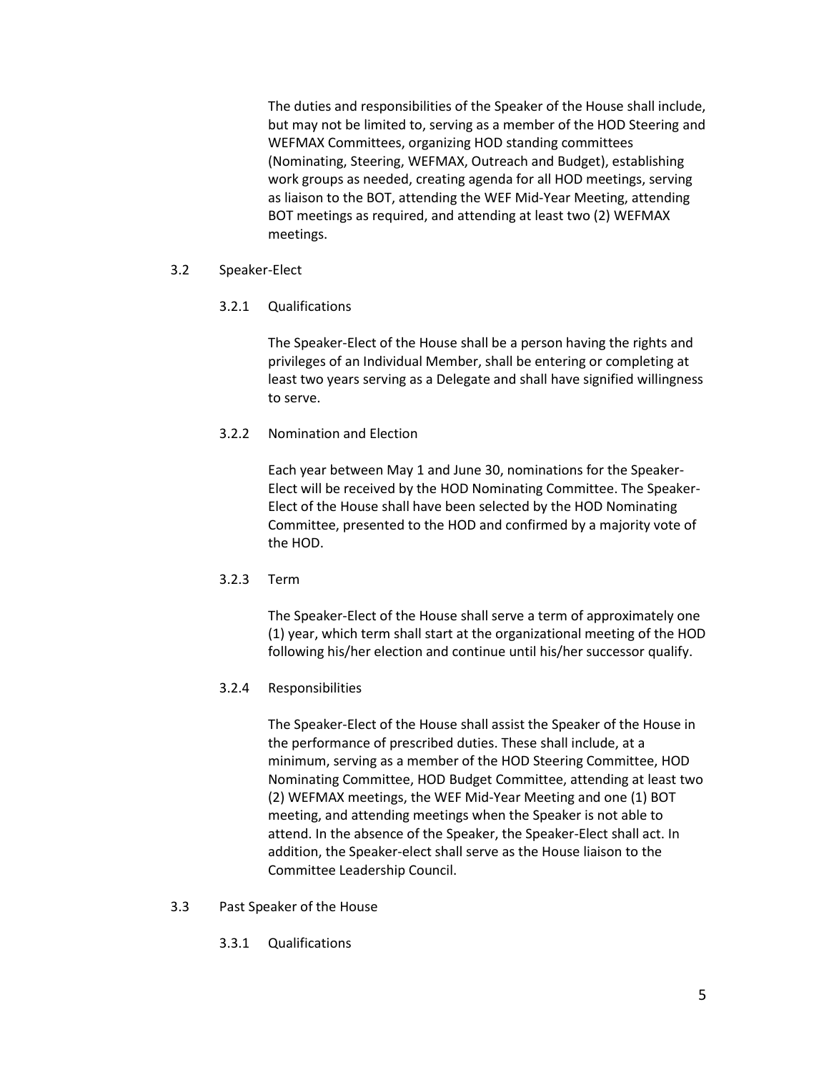The duties and responsibilities of the Speaker of the House shall include, but may not be limited to, serving as a member of the HOD Steering and WEFMAX Committees, organizing HOD standing committees (Nominating, Steering, WEFMAX, Outreach and Budget), establishing work groups as needed, creating agenda for all HOD meetings, serving as liaison to the BOT, attending the WEF Mid-Year Meeting, attending BOT meetings as required, and attending at least two (2) WEFMAX meetings.

### 3.2 Speaker-Elect

#### 3.2.1 Qualifications

The Speaker-Elect of the House shall be a person having the rights and privileges of an Individual Member, shall be entering or completing at least two years serving as a Delegate and shall have signified willingness to serve.

#### 3.2.2 Nomination and Election

Each year between May 1 and June 30, nominations for the Speaker-Elect will be received by the HOD Nominating Committee. The Speaker-Elect of the House shall have been selected by the HOD Nominating Committee, presented to the HOD and confirmed by a majority vote of the HOD.

#### 3.2.3 Term

The Speaker-Elect of the House shall serve a term of approximately one (1) year, which term shall start at the organizational meeting of the HOD following his/her election and continue until his/her successor qualify.

#### 3.2.4 Responsibilities

The Speaker-Elect of the House shall assist the Speaker of the House in the performance of prescribed duties. These shall include, at a minimum, serving as a member of the HOD Steering Committee, HOD Nominating Committee, HOD Budget Committee, attending at least two (2) WEFMAX meetings, the WEF Mid-Year Meeting and one (1) BOT meeting, and attending meetings when the Speaker is not able to attend. In the absence of the Speaker, the Speaker-Elect shall act. In addition, the Speaker-elect shall serve as the House liaison to the Committee Leadership Council.

### 3.3 Past Speaker of the House

#### 3.3.1 Qualifications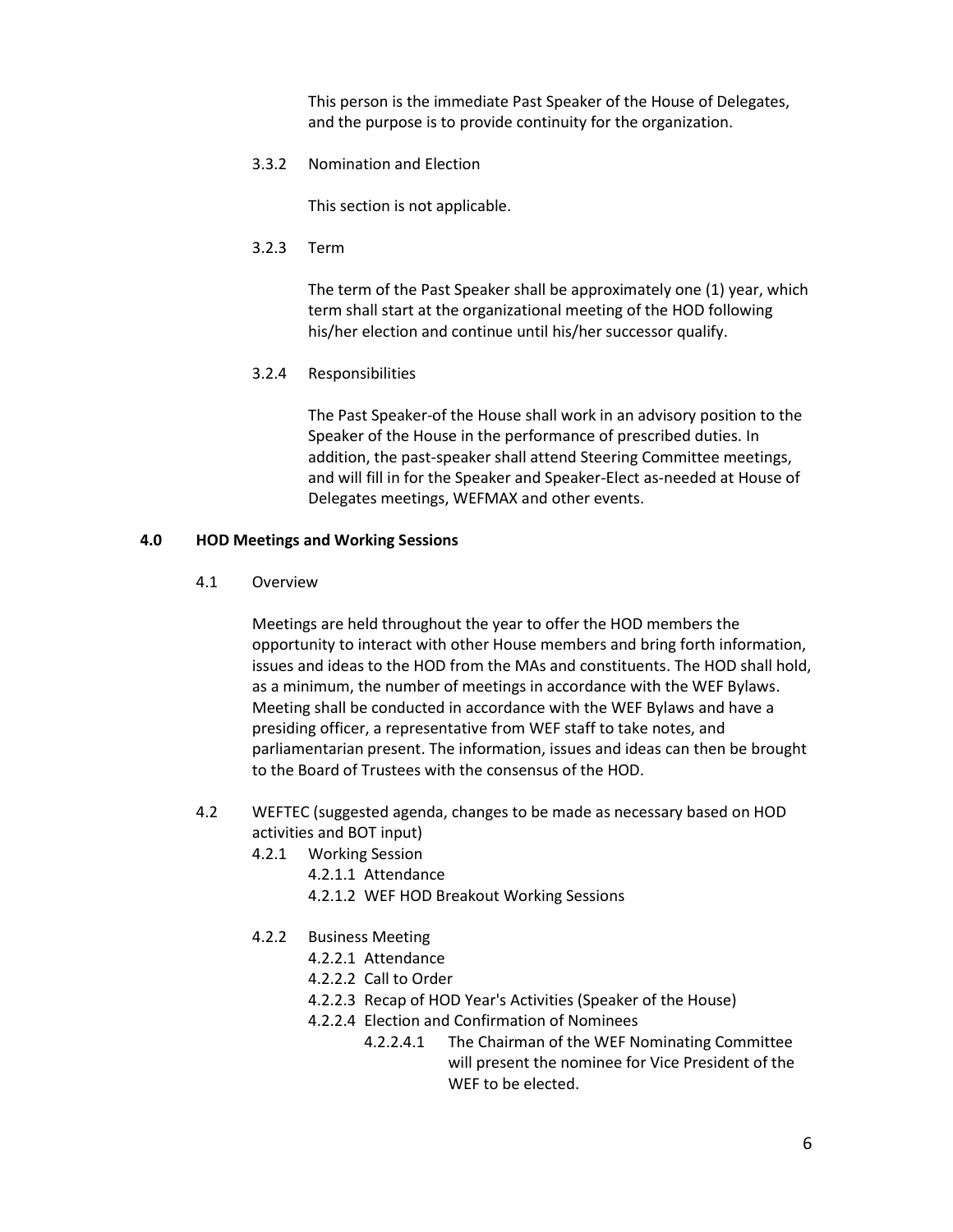This person is the immediate Past Speaker of the House of Delegates, and the purpose is to provide continuity for the organization.

3.3.2 Nomination and Election

This section is not applicable.

3.2.3 Term

The term of the Past Speaker shall be approximately one (1) year, which term shall start at the organizational meeting of the HOD following his/her election and continue until his/her successor qualify.

3.2.4 Responsibilities

The Past Speaker-of the House shall work in an advisory position to the Speaker of the House in the performance of prescribed duties. In addition, the past-speaker shall attend Steering Committee meetings, and will fill in for the Speaker and Speaker-Elect as-needed at House of Delegates meetings, WEFMAX and other events.

**4.0 HOD Meetings and Working Sessions**

4.1 Overview

Meetings are held throughout the year to offer the HOD members the opportunity to interact with other House members and bring forth information, issues and ideas to the HOD from the MAs and constituents. The HOD shall hold, as a minimum, the number of meetings in accordance with the WEF Bylaws. Meeting shall be conducted in accordance with the WEF Bylaws and have a presiding officer, a representative from WEF staff to take notes, and parliamentarian present. The information, issues and ideas can then be brought to the Board of Trustees with the consensus of the HOD.

4.2 WEFTEC (suggested agenda, changes to be made as necessary based on HOD activities and BOT input)

- 4.2.1 Working Session
  - 4.2.1.1 Attendance
  - 4.2.1.2 WEF HOD Breakout Working Sessions
- 4.2.2 Business Meeting
  - 4.2.2.1 Attendance
  - 4.2.2.2 Call to Order
  - 4.2.2.3 Recap of HOD Year's Activities (Speaker of the House)
  - 4.2.2.4 Election and Confirmation of Nominees
    - 4.2.2.4.1 The Chairman of the WEF Nominating Committee will present the nominee for Vice President of the WEF to be elected.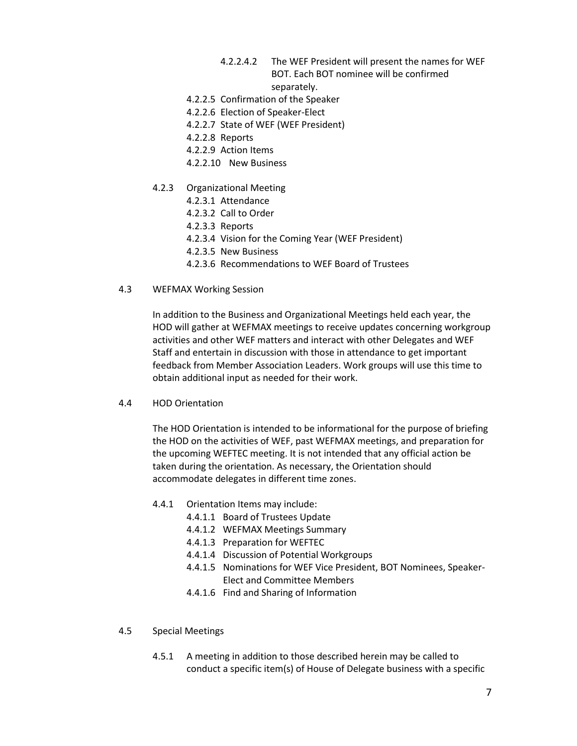4.2.2.4.2 The WEF President will present the names for WEF BOT. Each BOT nominee will be confirmed separately.

4.2.2.5 Confirmation of the Speaker

4.2.2.6 Election of Speaker-Elect

4.2.2.7 State of WEF (WEF President)

4.2.2.8 Reports

4.2.2.9 Action Items

4.2.2.10 New Business

4.2.3 Organizational Meeting

4.2.3.1 Attendance

4.2.3.2 Call to Order

4.2.3.3 Reports

4.2.3.4 Vision for the Coming Year (WEF President)

4.2.3.5 New Business

4.2.3.6 Recommendations to WEF Board of Trustees

4.3 WEFMAX Working Session

In addition to the Business and Organizational Meetings held each year, the HOD will gather at WEFMAX meetings to receive updates concerning workgroup activities and other WEF matters and interact with other Delegates and WEF Staff and entertain in discussion with those in attendance to get important feedback from Member Association Leaders. Work groups will use this time to obtain additional input as needed for their work.

4.4 HOD Orientation

The HOD Orientation is intended to be informational for the purpose of briefing the HOD on the activities of WEF, past WEFMAX meetings, and preparation for the upcoming WEFTEC meeting. It is not intended that any official action be taken during the orientation. As necessary, the Orientation should accommodate delegates in different time zones.

4.4.1 Orientation Items may include:

4.4.1.1 Board of Trustees Update

4.4.1.2 WEFMAX Meetings Summary

4.4.1.3 Preparation for WEFTEC

4.4.1.4 Discussion of Potential Workgroups

4.4.1.5 Nominations for WEF Vice President, BOT Nominees, Speaker-Elect and Committee Members

4.4.1.6 Find and Sharing of Information

4.5 Special Meetings

4.5.1 A meeting in addition to those described herein may be called to conduct a specific item(s) of House of Delegate business with a specific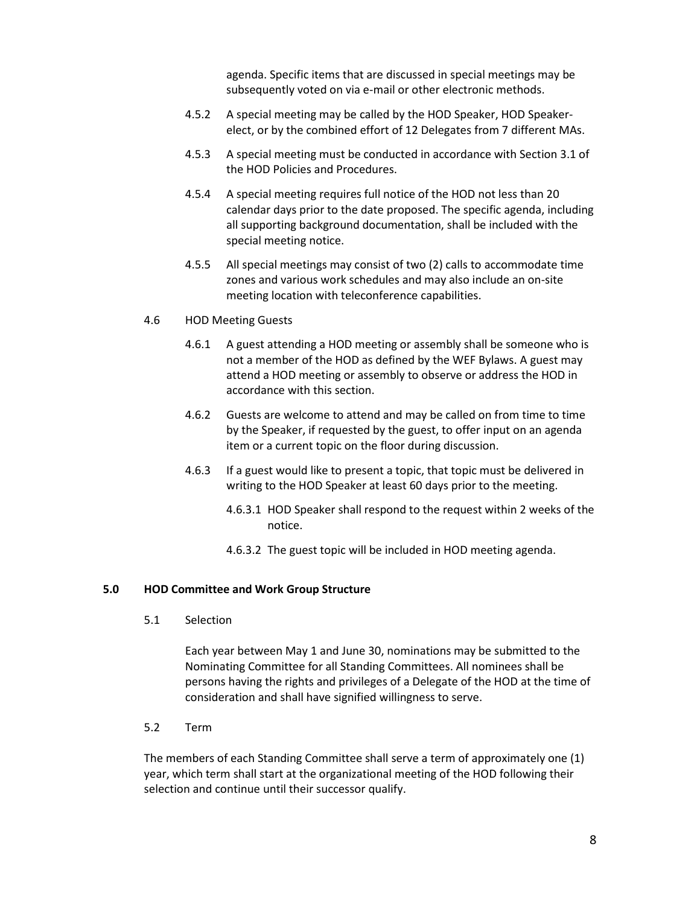agenda. Specific items that are discussed in special meetings may be subsequently voted on via e-mail or other electronic methods.

4.5.2 A special meeting may be called by the HOD Speaker, HOD Speaker-elect, or by the combined effort of 12 Delegates from 7 different MAs.

4.5.3 A special meeting must be conducted in accordance with Section 3.1 of the HOD Policies and Procedures.

4.5.4 A special meeting requires full notice of the HOD not less than 20 calendar days prior to the date proposed. The specific agenda, including all supporting background documentation, shall be included with the special meeting notice.

4.5.5 All special meetings may consist of two (2) calls to accommodate time zones and various work schedules and may also include an on-site meeting location with teleconference capabilities.

4.6 HOD Meeting Guests

4.6.1 A guest attending a HOD meeting or assembly shall be someone who is not a member of the HOD as defined by the WEF Bylaws. A guest may attend a HOD meeting or assembly to observe or address the HOD in accordance with this section.

4.6.2 Guests are welcome to attend and may be called on from time to time by the Speaker, if requested by the guest, to offer input on an agenda item or a current topic on the floor during discussion.

4.6.3 If a guest would like to present a topic, that topic must be delivered in writing to the HOD Speaker at least 60 days prior to the meeting.

4.6.3.1 HOD Speaker shall respond to the request within 2 weeks of the notice.

4.6.3.2 The guest topic will be included in HOD meeting agenda.

## 5.0 HOD Committee and Work Group Structure

5.1 Selection

Each year between May 1 and June 30, nominations may be submitted to the Nominating Committee for all Standing Committees. All nominees shall be persons having the rights and privileges of a Delegate of the HOD at the time of consideration and shall have signified willingness to serve.

5.2 Term

The members of each Standing Committee shall serve a term of approximately one (1) year, which term shall start at the organizational meeting of the HOD following their selection and continue until their successor qualify.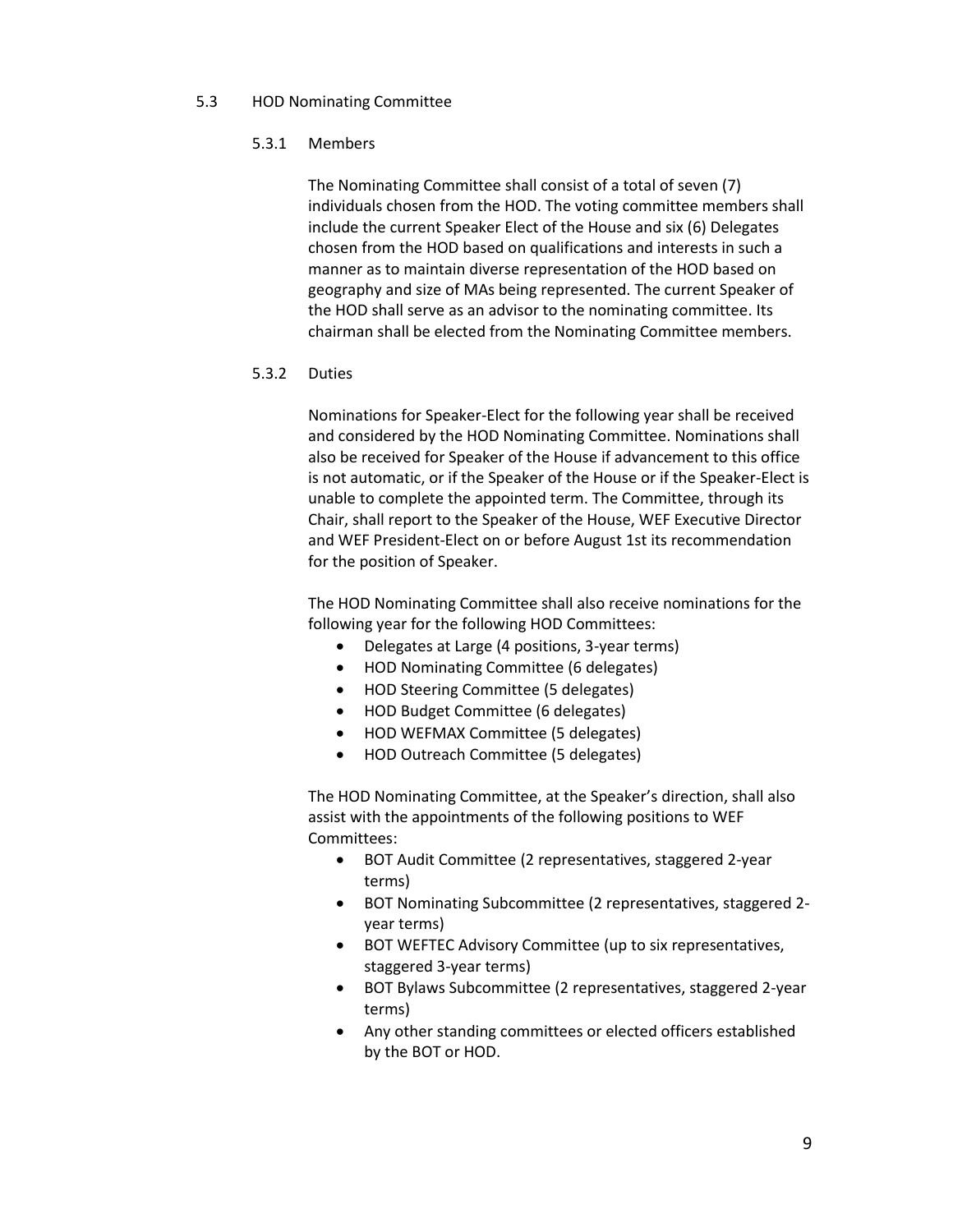## 5.3 HOD Nominating Committee

### 5.3.1 Members

The Nominating Committee shall consist of a total of seven (7) individuals chosen from the HOD. The voting committee members shall include the current Speaker Elect of the House and six (6) Delegates chosen from the HOD based on qualifications and interests in such a manner as to maintain diverse representation of the HOD based on geography and size of MAs being represented. The current Speaker of the HOD shall serve as an advisor to the nominating committee. Its chairman shall be elected from the Nominating Committee members.

### 5.3.2 Duties

Nominations for Speaker-Elect for the following year shall be received and considered by the HOD Nominating Committee. Nominations shall also be received for Speaker of the House if advancement to this office is not automatic, or if the Speaker of the House or if the Speaker-Elect is unable to complete the appointed term. The Committee, through its Chair, shall report to the Speaker of the House, WEF Executive Director and WEF President-Elect on or before August 1st its recommendation for the position of Speaker.

The HOD Nominating Committee shall also receive nominations for the following year for the following HOD Committees:

- Delegates at Large (4 positions, 3-year terms)
- HOD Nominating Committee (6 delegates)
- HOD Steering Committee (5 delegates)
- HOD Budget Committee (6 delegates)
- HOD WEFMAX Committee (5 delegates)
- HOD Outreach Committee (5 delegates)

The HOD Nominating Committee, at the Speaker's direction, shall also assist with the appointments of the following positions to WEF Committees:

- BOT Audit Committee (2 representatives, staggered 2-year terms)
- BOT Nominating Subcommittee (2 representatives, staggered 2-year terms)
- BOT WEFTEC Advisory Committee (up to six representatives, staggered 3-year terms)
- BOT Bylaws Subcommittee (2 representatives, staggered 2-year terms)
- Any other standing committees or elected officers established by the BOT or HOD.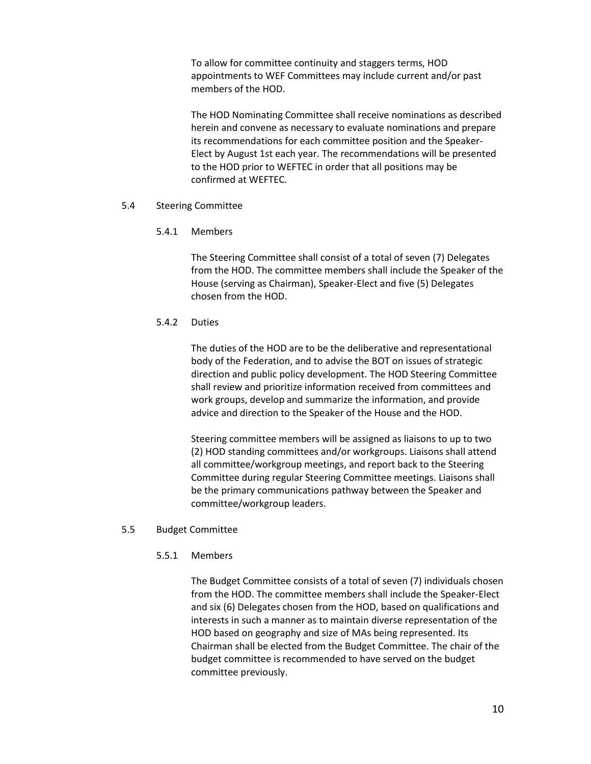To allow for committee continuity and staggers terms, HOD appointments to WEF Committees may include current and/or past members of the HOD.

The HOD Nominating Committee shall receive nominations as described herein and convene as necessary to evaluate nominations and prepare its recommendations for each committee position and the Speaker-Elect by August 1st each year. The recommendations will be presented to the HOD prior to WEFTEC in order that all positions may be confirmed at WEFTEC.

## 5.4 Steering Committee

### 5.4.1 Members

The Steering Committee shall consist of a total of seven (7) Delegates from the HOD. The committee members shall include the Speaker of the House (serving as Chairman), Speaker-Elect and five (5) Delegates chosen from the HOD.

### 5.4.2 Duties

The duties of the HOD are to be the deliberative and representational body of the Federation, and to advise the BOT on issues of strategic direction and public policy development. The HOD Steering Committee shall review and prioritize information received from committees and work groups, develop and summarize the information, and provide advice and direction to the Speaker of the House and the HOD.

Steering committee members will be assigned as liaisons to up to two (2) HOD standing committees and/or workgroups. Liaisons shall attend all committee/workgroup meetings, and report back to the Steering Committee during regular Steering Committee meetings. Liaisons shall be the primary communications pathway between the Speaker and committee/workgroup leaders.

## 5.5 Budget Committee

### 5.5.1 Members

The Budget Committee consists of a total of seven (7) individuals chosen from the HOD. The committee members shall include the Speaker-Elect and six (6) Delegates chosen from the HOD, based on qualifications and interests in such a manner as to maintain diverse representation of the HOD based on geography and size of MAs being represented. Its Chairman shall be elected from the Budget Committee. The chair of the budget committee is recommended to have served on the budget committee previously.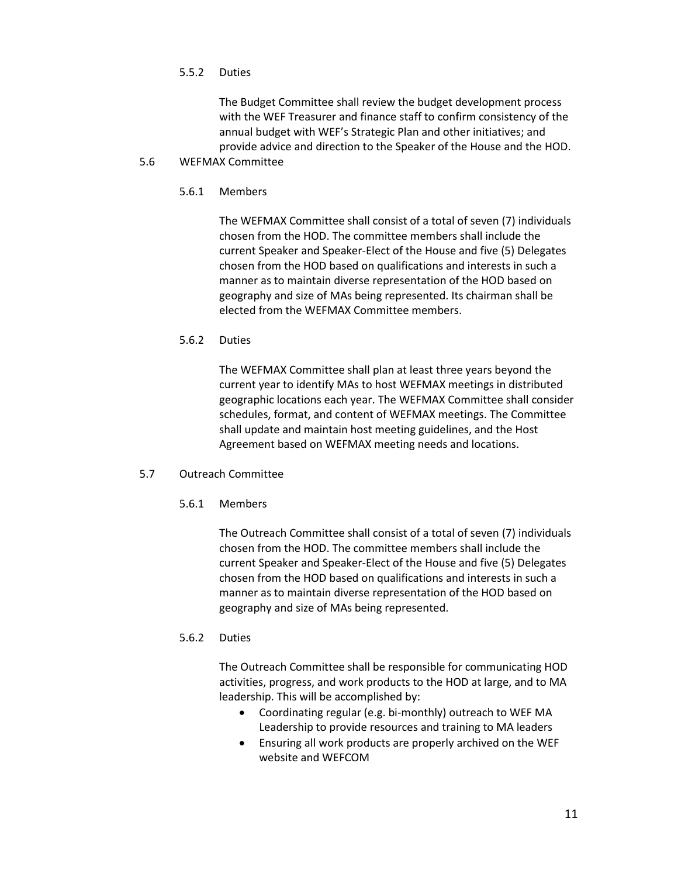5.5.2 Duties

The Budget Committee shall review the budget development process with the WEF Treasurer and finance staff to confirm consistency of the annual budget with WEF's Strategic Plan and other initiatives; and provide advice and direction to the Speaker of the House and the HOD.

5.6 WEFMAX Committee

5.6.1 Members

The WEFMAX Committee shall consist of a total of seven (7) individuals chosen from the HOD. The committee members shall include the current Speaker and Speaker-Elect of the House and five (5) Delegates chosen from the HOD based on qualifications and interests in such a manner as to maintain diverse representation of the HOD based on geography and size of MAs being represented. Its chairman shall be elected from the WEFMAX Committee members.

5.6.2 Duties

The WEFMAX Committee shall plan at least three years beyond the current year to identify MAs to host WEFMAX meetings in distributed geographic locations each year. The WEFMAX Committee shall consider schedules, format, and content of WEFMAX meetings. The Committee shall update and maintain host meeting guidelines, and the Host Agreement based on WEFMAX meeting needs and locations.

5.7 Outreach Committee

5.6.1 Members

The Outreach Committee shall consist of a total of seven (7) individuals chosen from the HOD. The committee members shall include the current Speaker and Speaker-Elect of the House and five (5) Delegates chosen from the HOD based on qualifications and interests in such a manner as to maintain diverse representation of the HOD based on geography and size of MAs being represented.

5.6.2 Duties

The Outreach Committee shall be responsible for communicating HOD activities, progress, and work products to the HOD at large, and to MA leadership. This will be accomplished by:

- Coordinating regular (e.g. bi-monthly) outreach to WEF MA Leadership to provide resources and training to MA leaders
- Ensuring all work products are properly archived on the WEF website and WEFCOM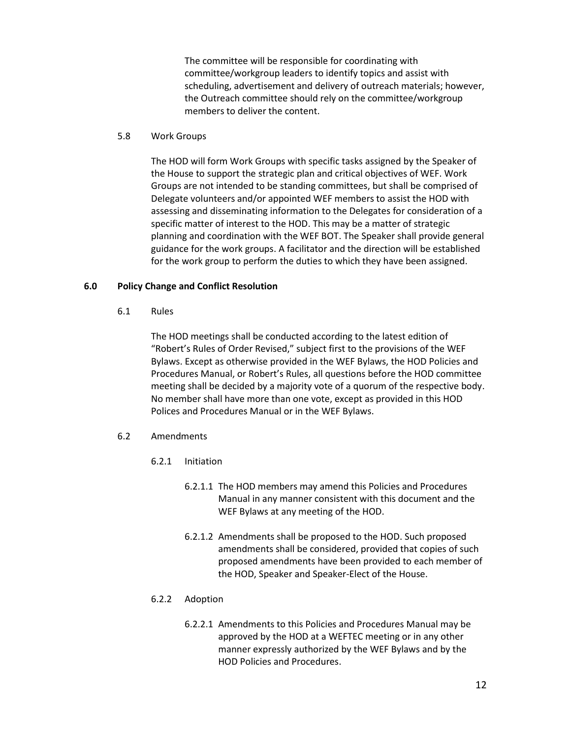The committee will be responsible for coordinating with committee/workgroup leaders to identify topics and assist with scheduling, advertisement and delivery of outreach materials; however, the Outreach committee should rely on the committee/workgroup members to deliver the content.

5.8 Work Groups

The HOD will form Work Groups with specific tasks assigned by the Speaker of the House to support the strategic plan and critical objectives of WEF. Work Groups are not intended to be standing committees, but shall be comprised of Delegate volunteers and/or appointed WEF members to assist the HOD with assessing and disseminating information to the Delegates for consideration of a specific matter of interest to the HOD. This may be a matter of strategic planning and coordination with the WEF BOT. The Speaker shall provide general guidance for the work groups. A facilitator and the direction will be established for the work group to perform the duties to which they have been assigned.

## 6.0 Policy Change and Conflict Resolution

6.1 Rules

The HOD meetings shall be conducted according to the latest edition of "Robert's Rules of Order Revised," subject first to the provisions of the WEF Bylaws. Except as otherwise provided in the WEF Bylaws, the HOD Policies and Procedures Manual, or Robert's Rules, all questions before the HOD committee meeting shall be decided by a majority vote of a quorum of the respective body. No member shall have more than one vote, except as provided in this HOD Polices and Procedures Manual or in the WEF Bylaws.

6.2 Amendments

6.2.1 Initiation

6.2.1.1 The HOD members may amend this Policies and Procedures Manual in any manner consistent with this document and the WEF Bylaws at any meeting of the HOD.

6.2.1.2 Amendments shall be proposed to the HOD. Such proposed amendments shall be considered, provided that copies of such proposed amendments have been provided to each member of the HOD, Speaker and Speaker-Elect of the House.

6.2.2 Adoption

6.2.2.1 Amendments to this Policies and Procedures Manual may be approved by the HOD at a WEFTEC meeting or in any other manner expressly authorized by the WEF Bylaws and by the HOD Policies and Procedures.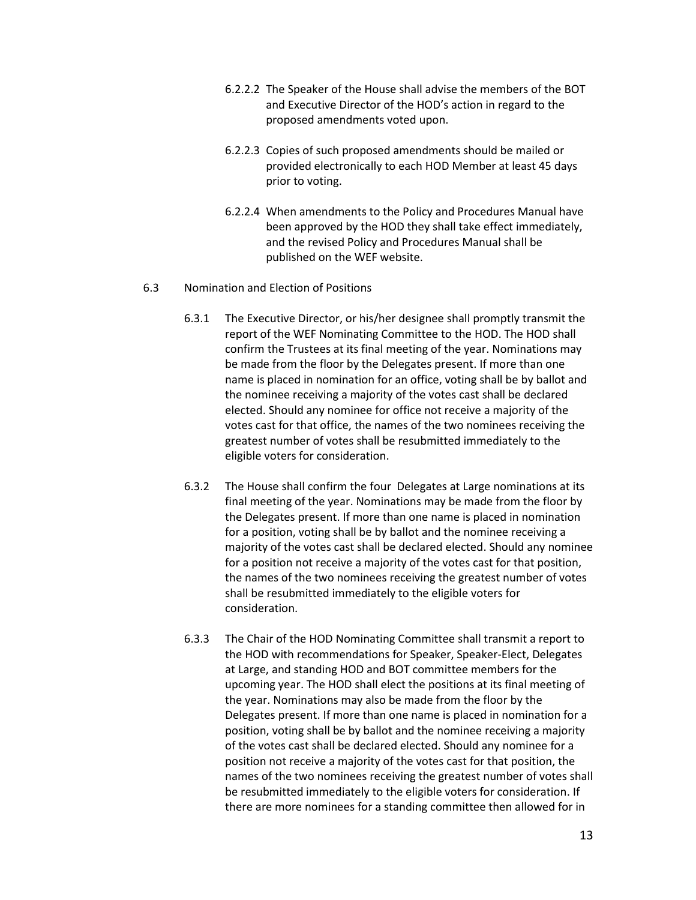6.2.2.2 The Speaker of the House shall advise the members of the BOT and Executive Director of the HOD's action in regard to the proposed amendments voted upon.

6.2.2.3 Copies of such proposed amendments should be mailed or provided electronically to each HOD Member at least 45 days prior to voting.

6.2.2.4 When amendments to the Policy and Procedures Manual have been approved by the HOD they shall take effect immediately, and the revised Policy and Procedures Manual shall be published on the WEF website.

6.3 Nomination and Election of Positions

6.3.1 The Executive Director, or his/her designee shall promptly transmit the report of the WEF Nominating Committee to the HOD. The HOD shall confirm the Trustees at its final meeting of the year. Nominations may be made from the floor by the Delegates present. If more than one name is placed in nomination for an office, voting shall be by ballot and the nominee receiving a majority of the votes cast shall be declared elected. Should any nominee for office not receive a majority of the votes cast for that office, the names of the two nominees receiving the greatest number of votes shall be resubmitted immediately to the eligible voters for consideration.

6.3.2 The House shall confirm the four Delegates at Large nominations at its final meeting of the year. Nominations may be made from the floor by the Delegates present. If more than one name is placed in nomination for a position, voting shall be by ballot and the nominee receiving a majority of the votes cast shall be declared elected. Should any nominee for a position not receive a majority of the votes cast for that position, the names of the two nominees receiving the greatest number of votes shall be resubmitted immediately to the eligible voters for consideration.

6.3.3 The Chair of the HOD Nominating Committee shall transmit a report to the HOD with recommendations for Speaker, Speaker-Elect, Delegates at Large, and standing HOD and BOT committee members for the upcoming year. The HOD shall elect the positions at its final meeting of the year. Nominations may also be made from the floor by the Delegates present. If more than one name is placed in nomination for a position, voting shall be by ballot and the nominee receiving a majority of the votes cast shall be declared elected. Should any nominee for a position not receive a majority of the votes cast for that position, the names of the two nominees receiving the greatest number of votes shall be resubmitted immediately to the eligible voters for consideration. If there are more nominees for a standing committee then allowed for in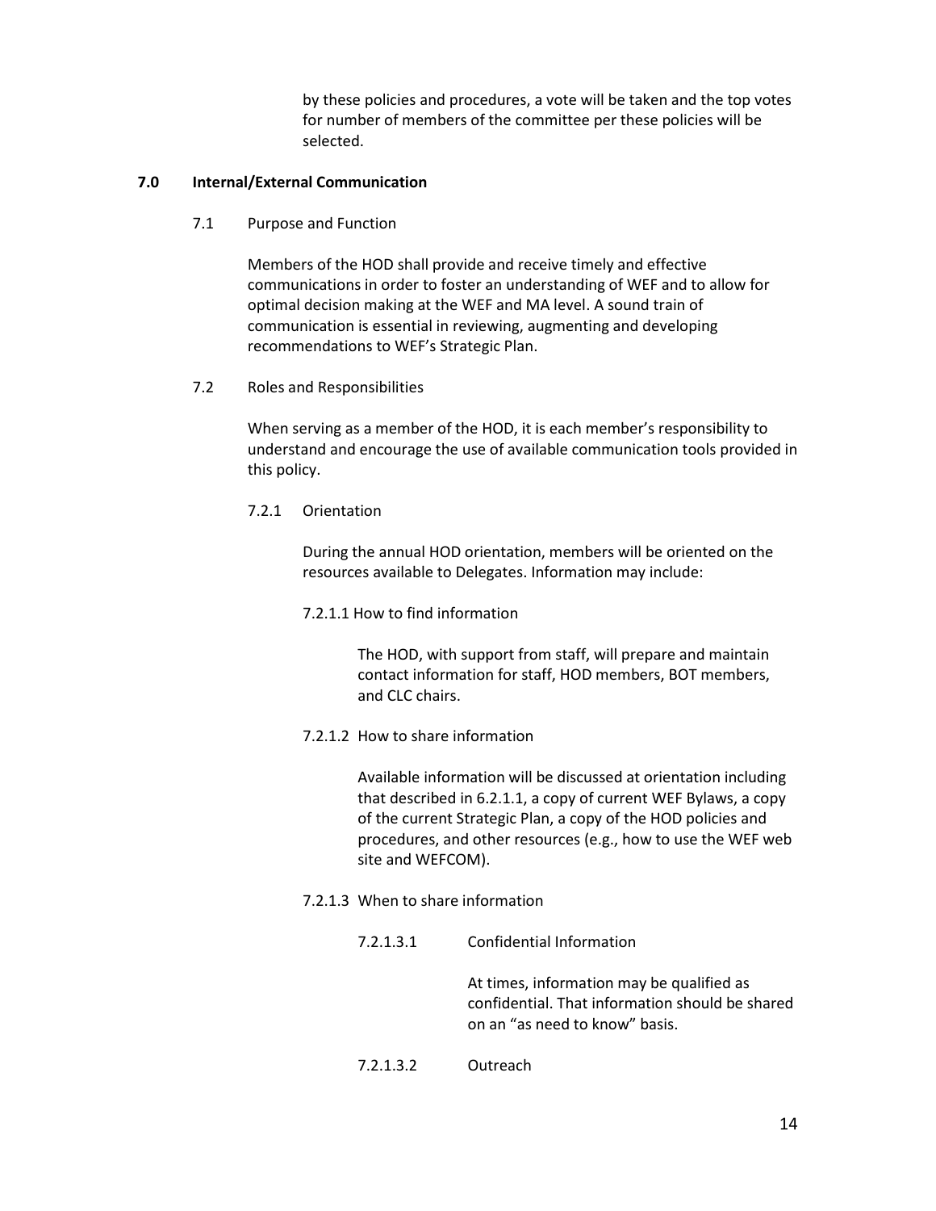by these policies and procedures, a vote will be taken and the top votes for number of members of the committee per these policies will be selected.

## 7.0 Internal/External Communication

### 7.1 Purpose and Function

Members of the HOD shall provide and receive timely and effective communications in order to foster an understanding of WEF and to allow for optimal decision making at the WEF and MA level. A sound train of communication is essential in reviewing, augmenting and developing recommendations to WEF's Strategic Plan.

### 7.2 Roles and Responsibilities

When serving as a member of the HOD, it is each member's responsibility to understand and encourage the use of available communication tools provided in this policy.

#### 7.2.1 Orientation

During the annual HOD orientation, members will be oriented on the resources available to Delegates. Information may include:

##### 7.2.1.1 How to find information

The HOD, with support from staff, will prepare and maintain contact information for staff, HOD members, BOT members, and CLC chairs.

##### 7.2.1.2 How to share information

Available information will be discussed at orientation including that described in 6.2.1.1, a copy of current WEF Bylaws, a copy of the current Strategic Plan, a copy of the HOD policies and procedures, and other resources (e.g., how to use the WEF web site and WEFCOM).

##### 7.2.1.3 When to share information

###### 7.2.1.3.1 Confidential Information

At times, information may be qualified as confidential. That information should be shared on an "as need to know" basis.

###### 7.2.1.3.2 Outreach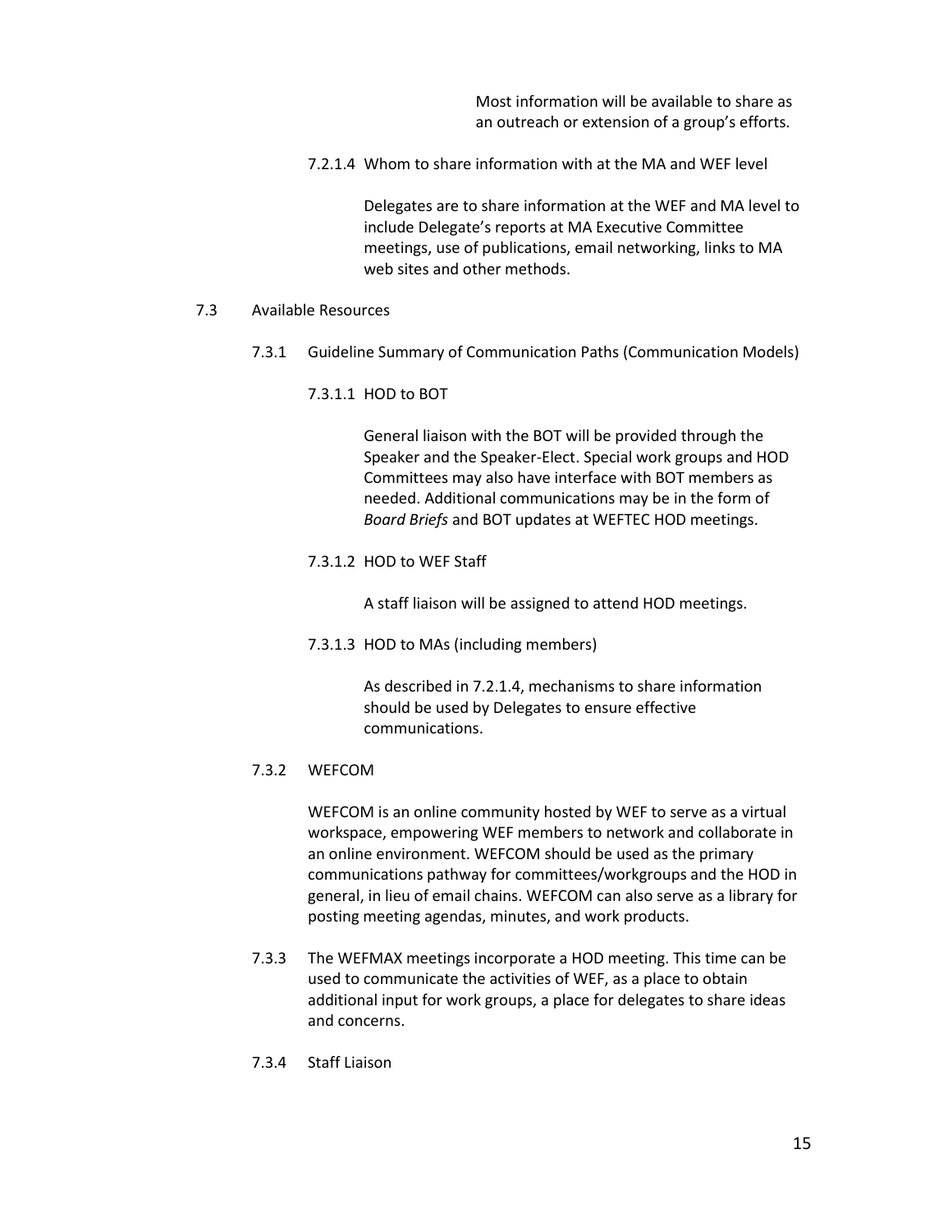Most information will be available to share as an outreach or extension of a group's efforts.

7.2.1.4 Whom to share information with at the MA and WEF level

Delegates are to share information at the WEF and MA level to include Delegate's reports at MA Executive Committee meetings, use of publications, email networking, links to MA web sites and other methods.

## 7.3 Available Resources

### 7.3.1 Guideline Summary of Communication Paths (Communication Models)

7.3.1.1 HOD to BOT

General liaison with the BOT will be provided through the Speaker and the Speaker-Elect. Special work groups and HOD Committees may also have interface with BOT members as needed. Additional communications may be in the form of *Board Briefs* and BOT updates at WEFTEC HOD meetings.

7.3.1.2 HOD to WEF Staff

A staff liaison will be assigned to attend HOD meetings.

7.3.1.3 HOD to MAs (including members)

As described in 7.2.1.4, mechanisms to share information should be used by Delegates to ensure effective communications.

### 7.3.2 WEFCOM

WEFCOM is an online community hosted by WEF to serve as a virtual workspace, empowering WEF members to network and collaborate in an online environment. WEFCOM should be used as the primary communications pathway for committees/workgroups and the HOD in general, in lieu of email chains. WEFCOM can also serve as a library for posting meeting agendas, minutes, and work products.

7.3.3 The WEFMAX meetings incorporate a HOD meeting. This time can be used to communicate the activities of WEF, as a place to obtain additional input for work groups, a place for delegates to share ideas and concerns.

### 7.3.4 Staff Liaison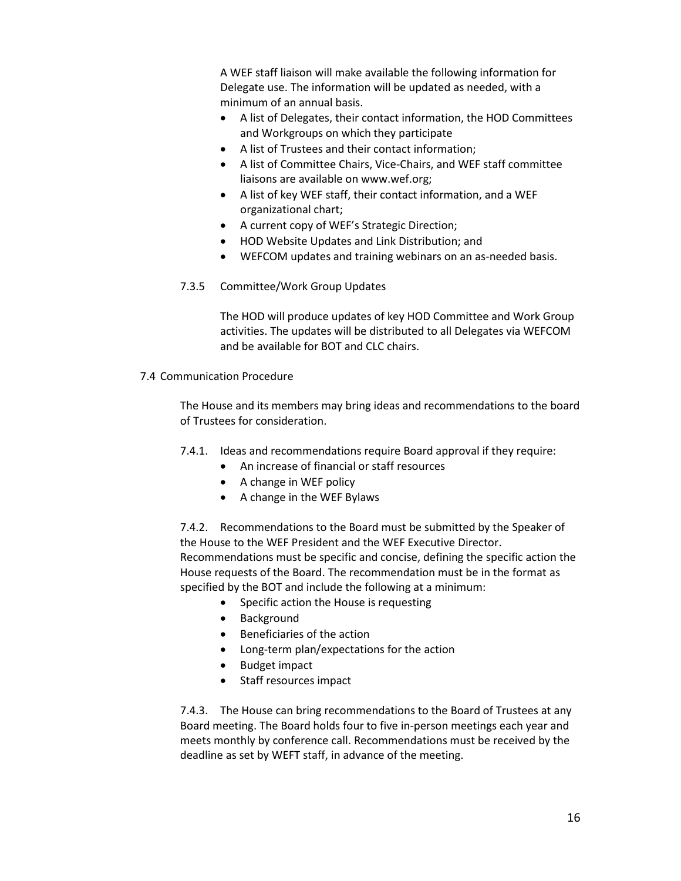A WEF staff liaison will make available the following information for Delegate use. The information will be updated as needed, with a minimum of an annual basis.

- A list of Delegates, their contact information, the HOD Committees and Workgroups on which they participate
- A list of Trustees and their contact information;
- A list of Committee Chairs, Vice-Chairs, and WEF staff committee liaisons are available on www.wef.org;
- A list of key WEF staff, their contact information, and a WEF organizational chart;
- A current copy of WEF's Strategic Direction;
- HOD Website Updates and Link Distribution; and
- WEFCOM updates and training webinars on an as-needed basis.

#### 7.3.5 Committee/Work Group Updates

The HOD will produce updates of key HOD Committee and Work Group activities. The updates will be distributed to all Delegates via WEFCOM and be available for BOT and CLC chairs.

### 7.4 Communication Procedure

The House and its members may bring ideas and recommendations to the board of Trustees for consideration.

7.4.1. Ideas and recommendations require Board approval if they require:

- An increase of financial or staff resources
- A change in WEF policy
- A change in the WEF Bylaws

7.4.2. Recommendations to the Board must be submitted by the Speaker of the House to the WEF President and the WEF Executive Director. Recommendations must be specific and concise, defining the specific action the House requests of the Board. The recommendation must be in the format as specified by the BOT and include the following at a minimum:

- Specific action the House is requesting
- Background
- Beneficiaries of the action
- Long-term plan/expectations for the action
- Budget impact
- Staff resources impact

7.4.3. The House can bring recommendations to the Board of Trustees at any Board meeting. The Board holds four to five in-person meetings each year and meets monthly by conference call. Recommendations must be received by the deadline as set by WEFT staff, in advance of the meeting.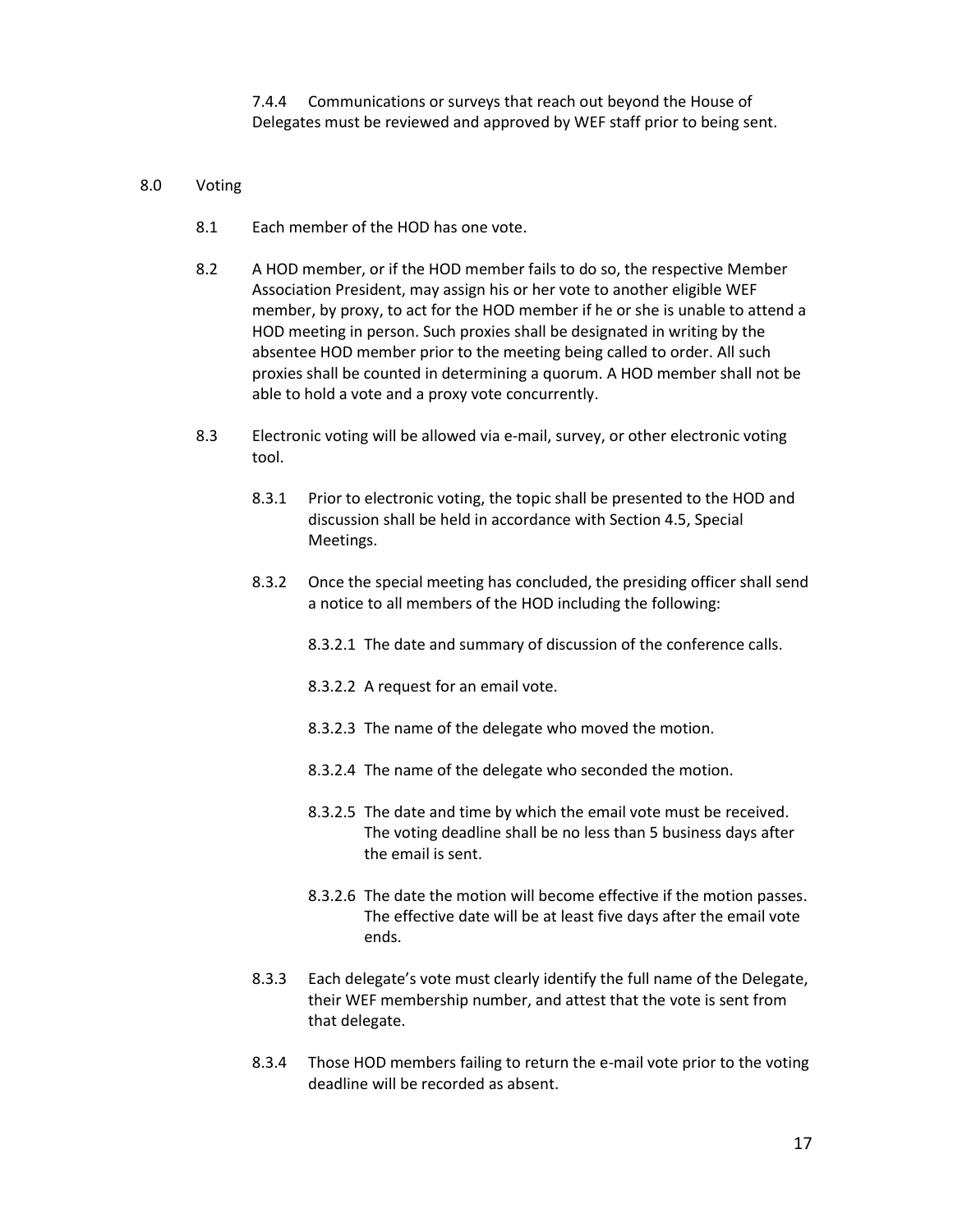7.4.4 Communications or surveys that reach out beyond the House of Delegates must be reviewed and approved by WEF staff prior to being sent.

8.0 Voting

8.1 Each member of the HOD has one vote.

8.2 A HOD member, or if the HOD member fails to do so, the respective Member Association President, may assign his or her vote to another eligible WEF member, by proxy, to act for the HOD member if he or she is unable to attend a HOD meeting in person. Such proxies shall be designated in writing by the absentee HOD member prior to the meeting being called to order. All such proxies shall be counted in determining a quorum. A HOD member shall not be able to hold a vote and a proxy vote concurrently.

8.3 Electronic voting will be allowed via e-mail, survey, or other electronic voting tool.

8.3.1 Prior to electronic voting, the topic shall be presented to the HOD and discussion shall be held in accordance with Section 4.5, Special Meetings.

8.3.2 Once the special meeting has concluded, the presiding officer shall send a notice to all members of the HOD including the following:

8.3.2.1 The date and summary of discussion of the conference calls.

8.3.2.2 A request for an email vote.

8.3.2.3 The name of the delegate who moved the motion.

8.3.2.4 The name of the delegate who seconded the motion.

8.3.2.5 The date and time by which the email vote must be received. The voting deadline shall be no less than 5 business days after the email is sent.

8.3.2.6 The date the motion will become effective if the motion passes. The effective date will be at least five days after the email vote ends.

8.3.3 Each delegate's vote must clearly identify the full name of the Delegate, their WEF membership number, and attest that the vote is sent from that delegate.

8.3.4 Those HOD members failing to return the e-mail vote prior to the voting deadline will be recorded as absent.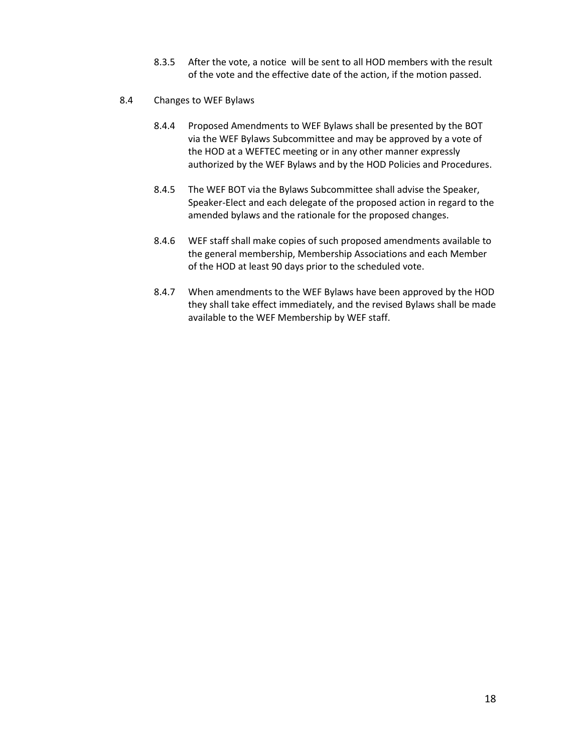8.3.5 After the vote, a notice will be sent to all HOD members with the result of the vote and the effective date of the action, if the motion passed.

8.4 Changes to WEF Bylaws

8.4.4 Proposed Amendments to WEF Bylaws shall be presented by the BOT via the WEF Bylaws Subcommittee and may be approved by a vote of the HOD at a WEFTEC meeting or in any other manner expressly authorized by the WEF Bylaws and by the HOD Policies and Procedures.

8.4.5 The WEF BOT via the Bylaws Subcommittee shall advise the Speaker, Speaker-Elect and each delegate of the proposed action in regard to the amended bylaws and the rationale for the proposed changes.

8.4.6 WEF staff shall make copies of such proposed amendments available to the general membership, Membership Associations and each Member of the HOD at least 90 days prior to the scheduled vote.

8.4.7 When amendments to the WEF Bylaws have been approved by the HOD they shall take effect immediately, and the revised Bylaws shall be made available to the WEF Membership by WEF staff.